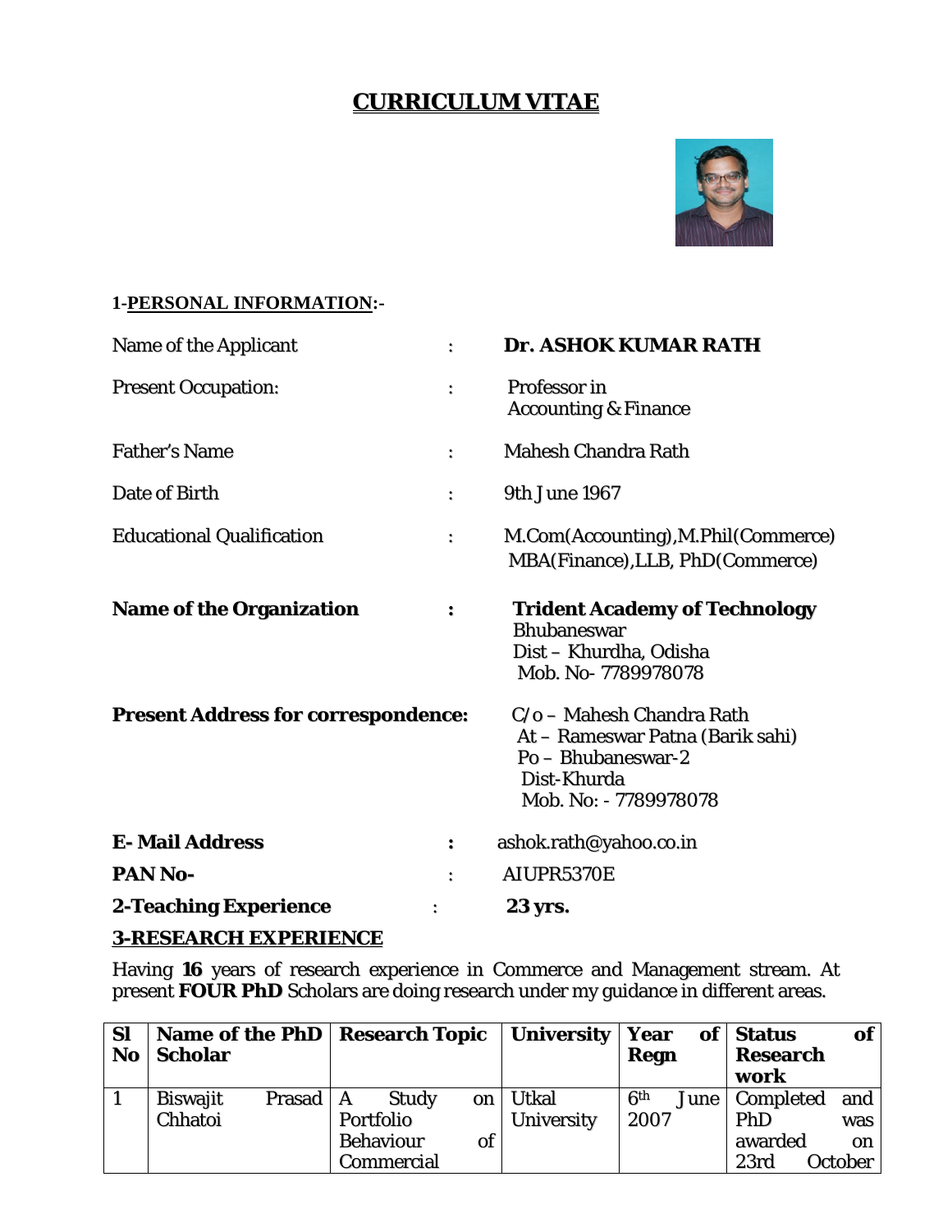# CURRICULUM VITAE

**1-PERSONAL INFORMATION:-**

| | | |
|---|---|---|
| Name of the Applicant | : | **Dr. ASHOK KUMAR RATH** |
| Present Occupation: | : | Professor in Accounting & Finance |
| Father's Name | : | Mahesh Chandra Rath |
| Date of Birth | : | 9th June 1967 |
| Educational Qualification | : | M.Com(Accounting),M.Phil(Commerce) MBA(Finance),LLB, PhD(Commerce) |
| **Name of the Organization** | **:** | **Trident Academy of Technology** Bhubaneswar Dist – Khurdha, Odisha Mob. No- 7789978078 |
| **Present Address for correspondence:** | | C/o – Mahesh Chandra Rath At – Rameswar Patna (Barik sahi) Po – Bhubaneswar-2 Dist-Khurda Mob. No: - 7789978078 |
| **E- Mail Address** | **:** | ashok.rath@yahoo.co.in |
| **PAN No-** | : | AIUPR5370E |
| **2-Teaching Experience** | : | **23 yrs.** |

## 3-RESEARCH EXPERIENCE

Having **16** years of research experience in Commerce and Management stream. At present **FOUR PhD** Scholars are doing research under my guidance in different areas.

| Sl No | Name of the PhD Scholar | Research Topic | University | Year of Regn | Status of Research work |
|---|---|---|---|---|---|
| 1 | Biswajit Prasad Chhatoi | A Study on Portfolio Behaviour of Commercial | Utkal University | 6th June 2007 | Completed and PhD was awarded on 23rd October |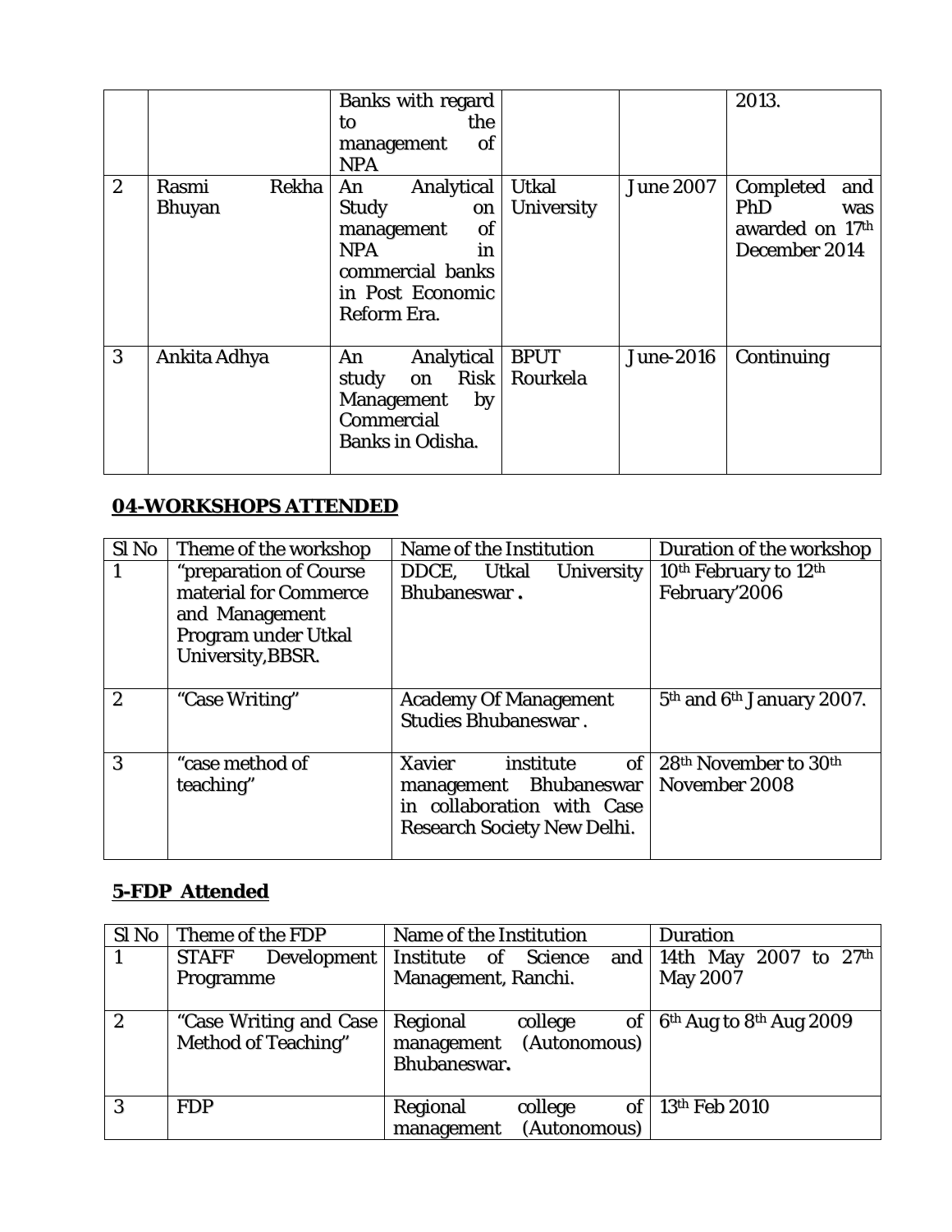| | | Banks with regard to the management of NPA | | | 2013. |
|---|---|---|---|---|---|
| 2 | Rasmi Rekha Bhuyan | An Analytical Study on management of NPA in commercial banks in Post Economic Reform Era. | Utkal University | June 2007 | Completed and PhD was awarded on 17th December 2014 |
| 3 | Ankita Adhya | An Analytical study on Risk Management by Commercial Banks in Odisha. | BPUT Rourkela | June-2016 | Continuing |

## 04-WORKSHOPS ATTENDED

| Sl No | Theme of the workshop | Name of the Institution | Duration of the workshop |
|---|---|---|---|
| 1 | "preparation of Course material for Commerce and Management Program under Utkal University,BBSR. | DDCE, Utkal University Bhubaneswar . | 10th February to 12th February'2006 |
| 2 | "Case Writing" | Academy Of Management Studies Bhubaneswar . | 5th and 6th January 2007. |
| 3 | "case method of teaching" | Xavier institute of management Bhubaneswar in collaboration with Case Research Society New Delhi. | 28th November to 30th November 2008 |

## 5-FDP Attended

| Sl No | Theme of the FDP | Name of the Institution | Duration |
|---|---|---|---|
| 1 | STAFF Development Programme | Institute of Science and Management, Ranchi. | 14th May 2007 to 27th May 2007 |
| 2 | "Case Writing and Case Method of Teaching" | Regional college of management (Autonomous) Bhubaneswar. | 6th Aug to 8th Aug 2009 |
| 3 | FDP | Regional college of management (Autonomous) | 13th Feb 2010 |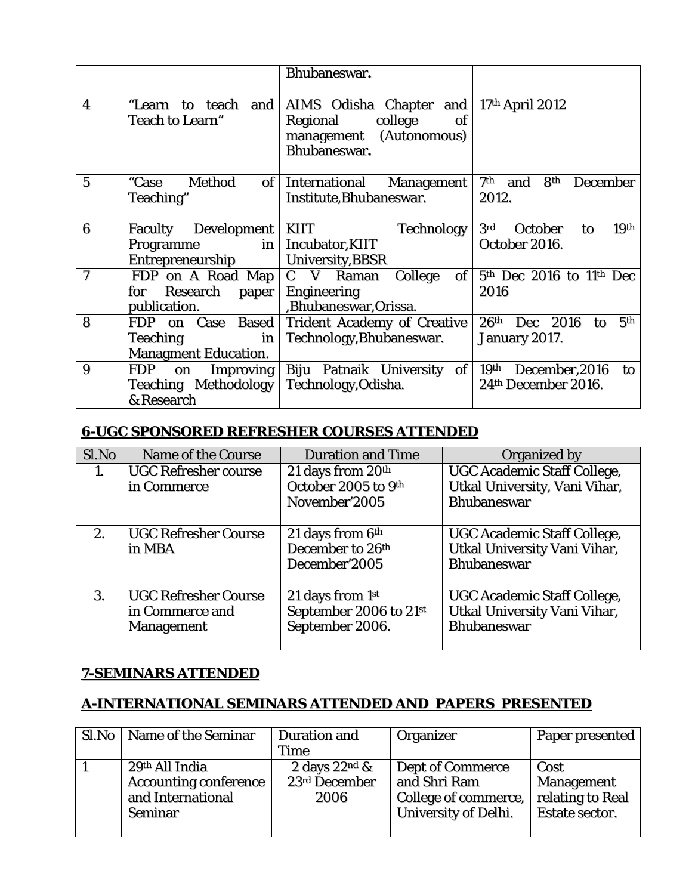| | | Bhubaneswar. | |
|---|---|---|---|
| 4 | "Learn to teach and Teach to Learn" | AIMS Odisha Chapter and Regional college of management (Autonomous) Bhubaneswar. | 17th April 2012 |
| 5 | "Case Method of Teaching" | International Management Institute,Bhubaneswar. | 7th and 8th December 2012. |
| 6 | Faculty Development Programme in Entrepreneurship | KIIT Technology Incubator,KIIT University,BBSR | 3rd October to 19th October 2016. |
| 7 | FDP on A Road Map for Research paper publication. | C V Raman College of Engineering ,Bhubaneswar,Orissa. | 5th Dec 2016 to 11th Dec 2016 |
| 8 | FDP on Case Based Teaching in Managment Education. | Trident Academy of Creative Technology,Bhubaneswar. | 26th Dec 2016 to 5th January 2017. |
| 9 | FDP on Improving Teaching Methodology & Research | Biju Patnaik University of Technology,Odisha. | 19th December,2016 to 24th December 2016. |

## 6-UGC SPONSORED REFRESHER COURSES ATTENDED

| Sl.No | Name of the Course | Duration and Time | Organized by |
|---|---|---|---|
| 1. | UGC Refresher course in Commerce | 21 days from 20th October 2005 to 9th November'2005 | UGC Academic Staff College, Utkal University, Vani Vihar, Bhubaneswar |
| 2. | UGC Refresher Course in MBA | 21 days from 6th December to 26th December'2005 | UGC Academic Staff College, Utkal University Vani Vihar, Bhubaneswar |
| 3. | UGC Refresher Course in Commerce and Management | 21 days from 1st September 2006 to 21st September 2006. | UGC Academic Staff College, Utkal University Vani Vihar, Bhubaneswar |

## 7-SEMINARS ATTENDED

## A-INTERNATIONAL SEMINARS ATTENDED AND PAPERS PRESENTED

| Sl.No | Name of the Seminar | Duration and Time | Organizer | Paper presented |
|---|---|---|---|---|
| 1 | 29th All India Accounting conference and International Seminar | 2 days 22nd & 23rd December 2006 | Dept of Commerce and Shri Ram College of commerce, University of Delhi. | Cost Management relating to Real Estate sector. |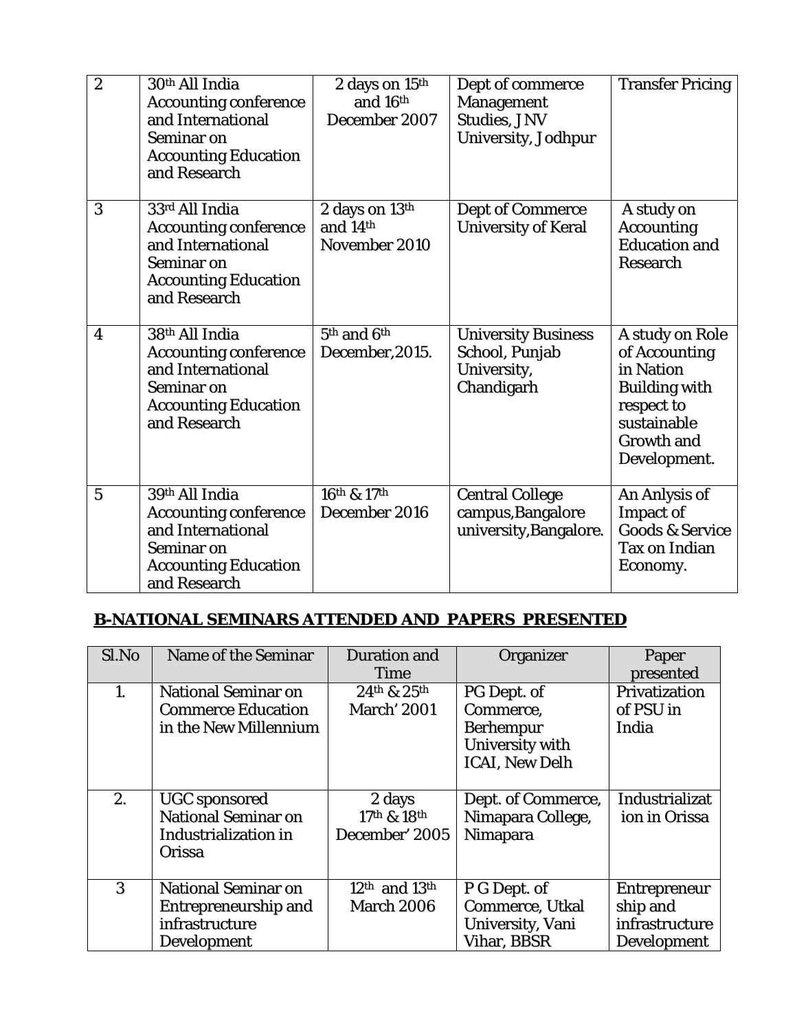| 2 | 30th All India Accounting conference and International Seminar on Accounting Education and Research | 2 days on 15th and 16th December 2007 | Dept of commerce Management Studies, JNV University, Jodhpur | Transfer Pricing |
|---|---|---|---|---|
| 3 | 33rd All India Accounting conference and International Seminar on Accounting Education and Research | 2 days on 13th and 14th November 2010 | Dept of Commerce University of Keral | A study on Accounting Education and Research |
| 4 | 38th All India Accounting conference and International Seminar on Accounting Education and Research | 5th and 6th December,2015. | University Business School, Punjab University, Chandigarh | A study on Role of Accounting in Nation Building with respect to sustainable Growth and Development. |
| 5 | 39th All India Accounting conference and International Seminar on Accounting Education and Research | 16th & 17th December 2016 | Central College campus,Bangalore university,Bangalore. | An Anlysis of Impact of Goods & Service Tax on Indian Economy. |

## B-NATIONAL SEMINARS ATTENDED AND PAPERS PRESENTED

| Sl.No | Name of the Seminar | Duration and Time | Organizer | Paper presented |
|---|---|---|---|---|
| 1. | National Seminar on Commerce Education in the New Millennium | 24th & 25th March' 2001 | PG Dept. of Commerce, Berhempur University with ICAI, New Delh | Privatization of PSU in India |
| 2. | UGC sponsored National Seminar on Industrialization in Orissa | 2 days 17th & 18th December' 2005 | Dept. of Commerce, Nimapara College, Nimapara | Industrializat ion in Orissa |
| 3 | National Seminar on Entrepreneurship and infrastructure Development | 12th and 13th March 2006 | P G Dept. of Commerce, Utkal University, Vani Vihar, BBSR | Entrepreneur ship and infrastructure Development |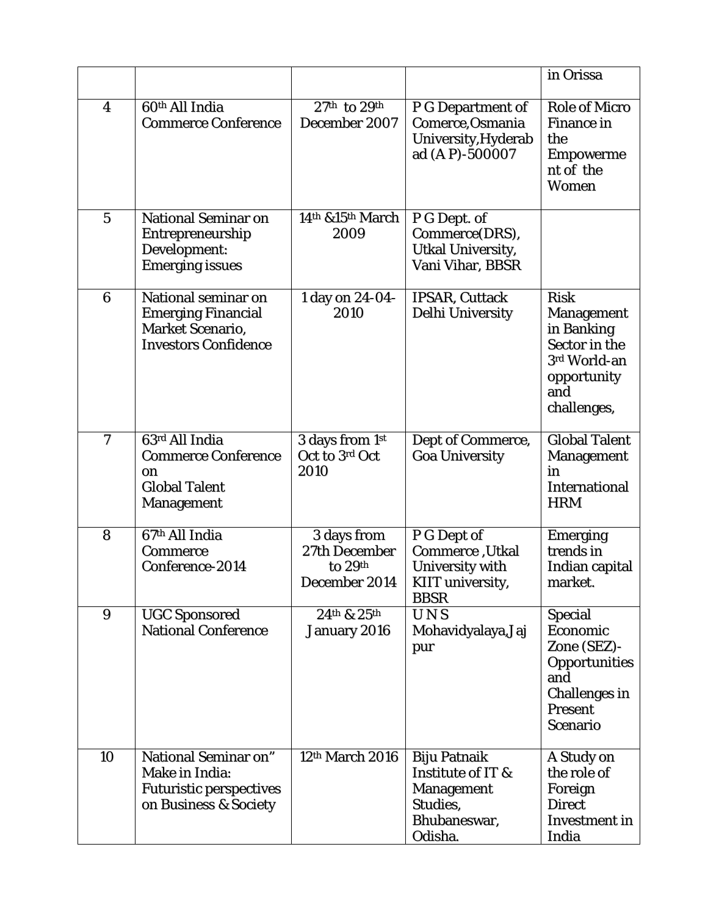| | | | | |
|---|---|---|---|---|
| | | | | in Orissa |
| 4 | 60th All India Commerce Conference | 27th to 29th December 2007 | P G Department of Comerce,Osmania University,Hyderabad (A P)-500007 | Role of Micro Finance in the Empowerment of the Women |
| 5 | National Seminar on Entrepreneurship Development: Emerging issues | 14th &15th March 2009 | P G Dept. of Commerce(DRS), Utkal University, Vani Vihar, BBSR | |
| 6 | National seminar on Emerging Financial Market Scenario, Investors Confidence | 1 day on 24-04-2010 | IPSAR, Cuttack Delhi University | Risk Management in Banking Sector in the 3rd World-an opportunity and challenges, |
| 7 | 63rd All India Commerce Conference on Global Talent Management | 3 days from 1st Oct to 3rd Oct 2010 | Dept of Commerce, Goa University | Global Talent Management in International HRM |
| 8 | 67th All India Commerce Conference-2014 | 3 days from 27th December to 29th December 2014 | P G Dept of Commerce ,Utkal University with KIIT university, BBSR | Emerging trends in Indian capital market. |
| 9 | UGC Sponsored National Conference | 24th & 25th January 2016 | U N S Mohavidyalaya,Jajpur | Special Economic Zone (SEZ)-Opportunities and Challenges in Present Scenario |
| 10 | National Seminar on" Make in India: Futuristic perspectives on Business & Society | 12th March 2016 | Biju Patnaik Institute of IT & Management Studies, Bhubaneswar, Odisha. | A Study on the role of Foreign Direct Investment in India |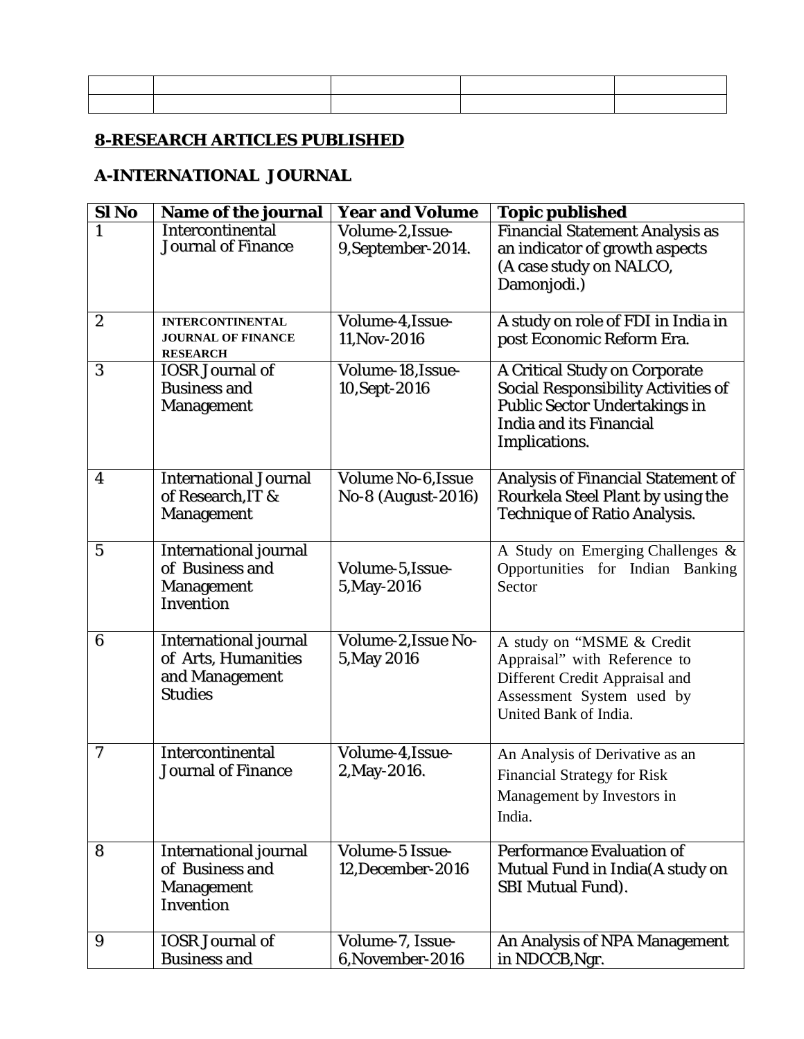| | | | | |
|---|---|---|---|---|
| | | | | |

## 8-RESEARCH ARTICLES PUBLISHED

## A-INTERNATIONAL JOURNAL

| Sl No | Name of the journal | Year and Volume | Topic published |
|---|---|---|---|
| 1 | Intercontinental Journal of Finance | Volume-2,Issue-9,September-2014. | Financial Statement Analysis as an indicator of growth aspects (A case study on NALCO, Damonjodi.) |
| 2 | INTERCONTINENTAL JOURNAL OF FINANCE RESEARCH | Volume-4,Issue-11,Nov-2016 | A study on role of FDI in India in post Economic Reform Era. |
| 3 | IOSR Journal of Business and Management | Volume-18,Issue-10,Sept-2016 | A Critical Study on Corporate Social Responsibility Activities of Public Sector Undertakings in India and its Financial Implications. |
| 4 | International Journal of Research,IT & Management | Volume No-6,Issue No-8 (August-2016) | Analysis of Financial Statement of Rourkela Steel Plant by using the Technique of Ratio Analysis. |
| 5 | International journal of Business and Management Invention | Volume-5,Issue-5,May-2016 | A Study on Emerging Challenges & Opportunities for Indian Banking Sector |
| 6 | International journal of Arts, Humanities and Management Studies | Volume-2,Issue No-5,May 2016 | A study on "MSME & Credit Appraisal" with Reference to Different Credit Appraisal and Assessment System used by United Bank of India. |
| 7 | Intercontinental Journal of Finance | Volume-4,Issue-2,May-2016. | An Analysis of Derivative as an Financial Strategy for Risk Management by Investors in India. |
| 8 | International journal of Business and Management Invention | Volume-5 Issue-12,December-2016 | Performance Evaluation of Mutual Fund in India(A study on SBI Mutual Fund). |
| 9 | IOSR Journal of Business and | Volume-7, Issue-6,November-2016 | An Analysis of NPA Management in NDCCB,Ngr. |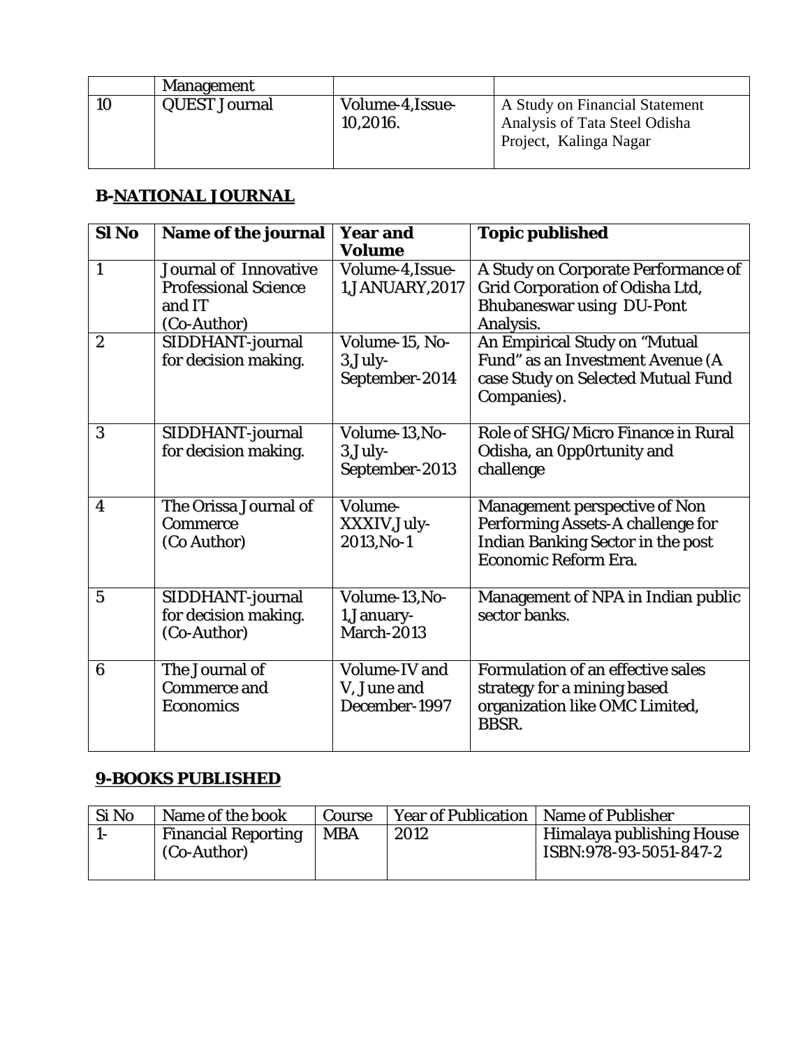| | Management | | |
|---|---|---|---|
| 10 | QUEST Journal | Volume-4,Issue-10,2016. | A Study on Financial Statement Analysis of Tata Steel Odisha Project, Kalinga Nagar |

## B-NATIONAL JOURNAL

| Sl No | Name of the journal | Year and Volume | Topic published |
|---|---|---|---|
| 1 | Journal of Innovative Professional Science and IT (Co-Author) | Volume-4,Issue-1,JANUARY,2017 | A Study on Corporate Performance of Grid Corporation of Odisha Ltd, Bhubaneswar using DU-Pont Analysis. |
| 2 | SIDDHANT-journal for decision making. | Volume-15, No-3,July-September-2014 | An Empirical Study on "Mutual Fund" as an Investment Avenue (A case Study on Selected Mutual Fund Companies). |
| 3 | SIDDHANT-journal for decision making. | Volume-13,No-3,July-September-2013 | Role of SHG/Micro Finance in Rural Odisha, an 0pp0rtunity and challenge |
| 4 | The Orissa Journal of Commerce (Co Author) | Volume-XXXIV,July-2013,No-1 | Management perspective of Non Performing Assets-A challenge for Indian Banking Sector in the post Economic Reform Era. |
| 5 | SIDDHANT-journal for decision making. (Co-Author) | Volume-13,No-1,January-March-2013 | Management of NPA in Indian public sector banks. |
| 6 | The Journal of Commerce and Economics | Volume-IV and V, June and December-1997 | Formulation of an effective sales strategy for a mining based organization like OMC Limited, BBSR. |

## 9-BOOKS PUBLISHED

| Si No | Name of the book | Course | Year of Publication | Name of Publisher |
|---|---|---|---|---|
| 1- | Financial Reporting (Co-Author) | MBA | 2012 | Himalaya publishing House ISBN:978-93-5051-847-2 |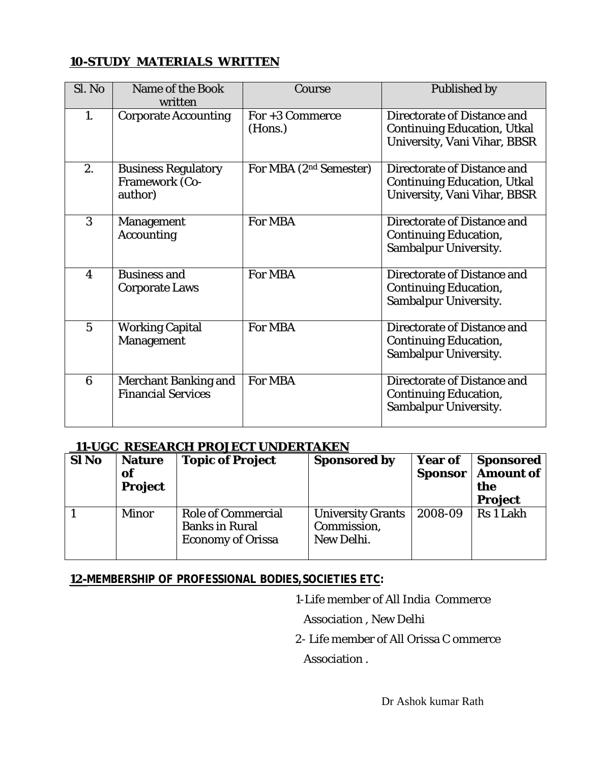## 10-STUDY MATERIALS WRITTEN

| Sl. No | Name of the Book written | Course | Published by |
|---|---|---|---|
| 1. | Corporate Accounting | For +3 Commerce (Hons.) | Directorate of Distance and Continuing Education, Utkal University, Vani Vihar, BBSR |
| 2. | Business Regulatory Framework (Co-author) | For MBA (2nd Semester) | Directorate of Distance and Continuing Education, Utkal University, Vani Vihar, BBSR |
| 3 | Management Accounting | For MBA | Directorate of Distance and Continuing Education, Sambalpur University. |
| 4 | Business and Corporate Laws | For MBA | Directorate of Distance and Continuing Education, Sambalpur University. |
| 5 | Working Capital Management | For MBA | Directorate of Distance and Continuing Education, Sambalpur University. |
| 6 | Merchant Banking and Financial Services | For MBA | Directorate of Distance and Continuing Education, Sambalpur University. |

## 11-UGC RESEARCH PROJECT UNDERTAKEN

| Sl No | Nature of Project | Topic of Project | Sponsored by | Year of Sponsor | Sponsored Amount of the Project |
|---|---|---|---|---|---|
| 1 | Minor | Role of Commercial Banks in Rural Economy of Orissa | University Grants Commission, New Delhi. | 2008-09 | Rs 1 Lakh |

## 12-MEMBERSHIP OF PROFESSIONAL BODIES,SOCIETIES ETC:

1- Life member of All India Commerce Association , New Delhi

2- Life member of All Orissa Commerce Association .

Dr Ashok kumar Rath